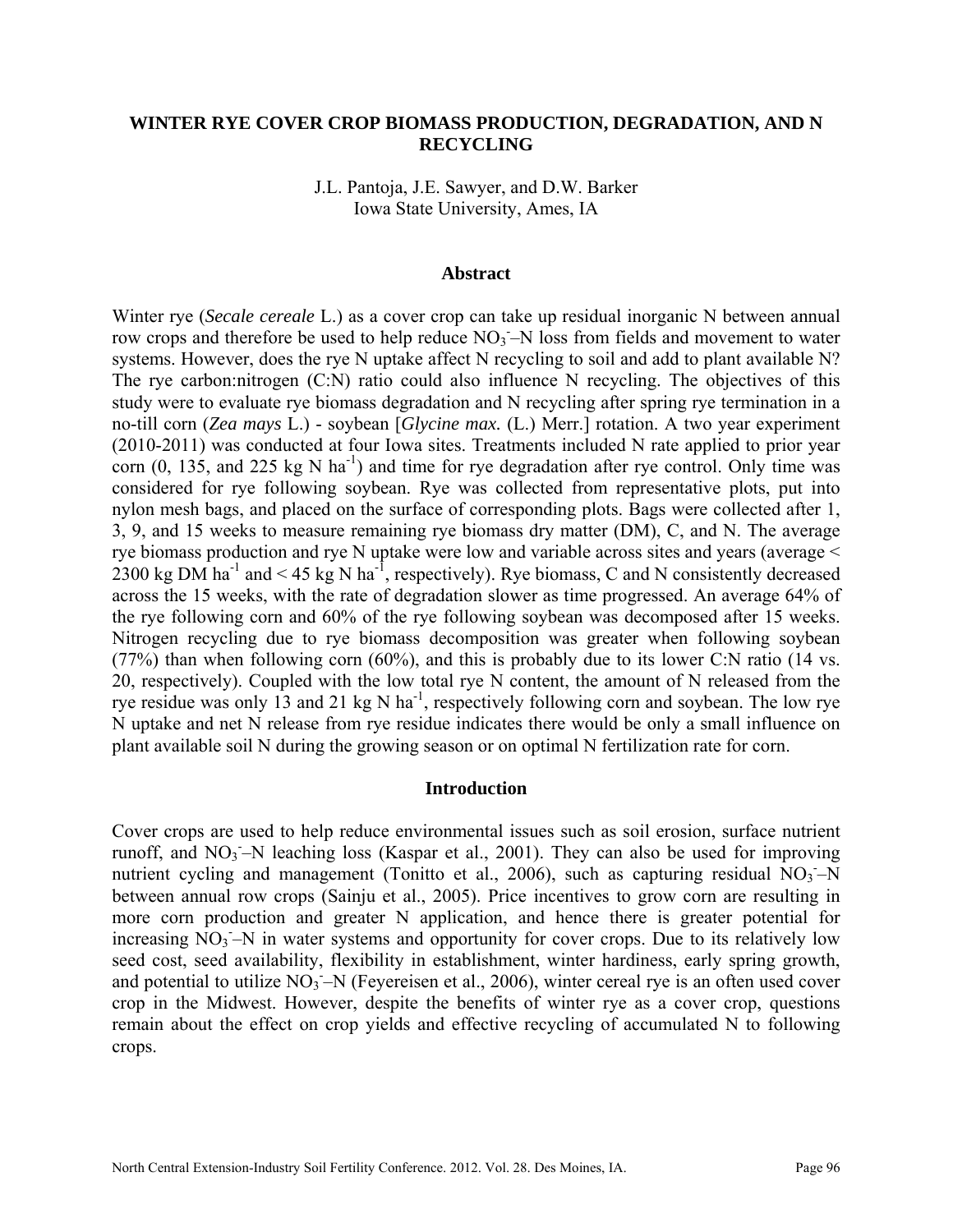# WINTER RYE COVER CROP BIOMASS PRODUCTION, DEGRADATION, AND N RECYCLING

J.L. Pantoja, J.E. Sawyer, and D.W. Barker
Iowa State University, Ames, IA

## Abstract

Winter rye (*Secale cereale* L.) as a cover crop can take up residual inorganic N between annual row crops and therefore be used to help reduce $NO_3^-$–N loss from fields and movement to water systems. However, does the rye N uptake affect N recycling to soil and add to plant available N? The rye carbon:nitrogen (C:N) ratio could also influence N recycling. The objectives of this study were to evaluate rye biomass degradation and N recycling after spring rye termination in a no-till corn (*Zea mays* L.) - soybean [*Glycine max.* (L.) Merr.] rotation. A two year experiment (2010-2011) was conducted at four Iowa sites. Treatments included N rate applied to prior year corn (0, 135, and 225 kg N $ha^{-1}$) and time for rye degradation after rye control. Only time was considered for rye following soybean. Rye was collected from representative plots, put into nylon mesh bags, and placed on the surface of corresponding plots. Bags were collected after 1, 3, 9, and 15 weeks to measure remaining rye biomass dry matter (DM), C, and N. The average rye biomass production and rye N uptake were low and variable across sites and years (average < 2300 kg DM $ha^{-1}$ and < 45 kg N $ha^{-1}$, respectively). Rye biomass, C and N consistently decreased across the 15 weeks, with the rate of degradation slower as time progressed. An average 64% of the rye following corn and 60% of the rye following soybean was decomposed after 15 weeks. Nitrogen recycling due to rye biomass decomposition was greater when following soybean (77%) than when following corn (60%), and this is probably due to its lower C:N ratio (14 vs. 20, respectively). Coupled with the low total rye N content, the amount of N released from the rye residue was only 13 and 21 kg N $ha^{-1}$, respectively following corn and soybean. The low rye N uptake and net N release from rye residue indicates there would be only a small influence on plant available soil N during the growing season or on optimal N fertilization rate for corn.

## Introduction

Cover crops are used to help reduce environmental issues such as soil erosion, surface nutrient runoff, and $NO_3^-$–N leaching loss (Kaspar et al., 2001). They can also be used for improving nutrient cycling and management (Tonitto et al., 2006), such as capturing residual $NO_3^-$–N between annual row crops (Sainju et al., 2005). Price incentives to grow corn are resulting in more corn production and greater N application, and hence there is greater potential for increasing $NO_3^-$–N in water systems and opportunity for cover crops. Due to its relatively low seed cost, seed availability, flexibility in establishment, winter hardiness, early spring growth, and potential to utilize $NO_3^-$–N (Feyereisen et al., 2006), winter cereal rye is an often used cover crop in the Midwest. However, despite the benefits of winter rye as a cover crop, questions remain about the effect on crop yields and effective recycling of accumulated N to following crops.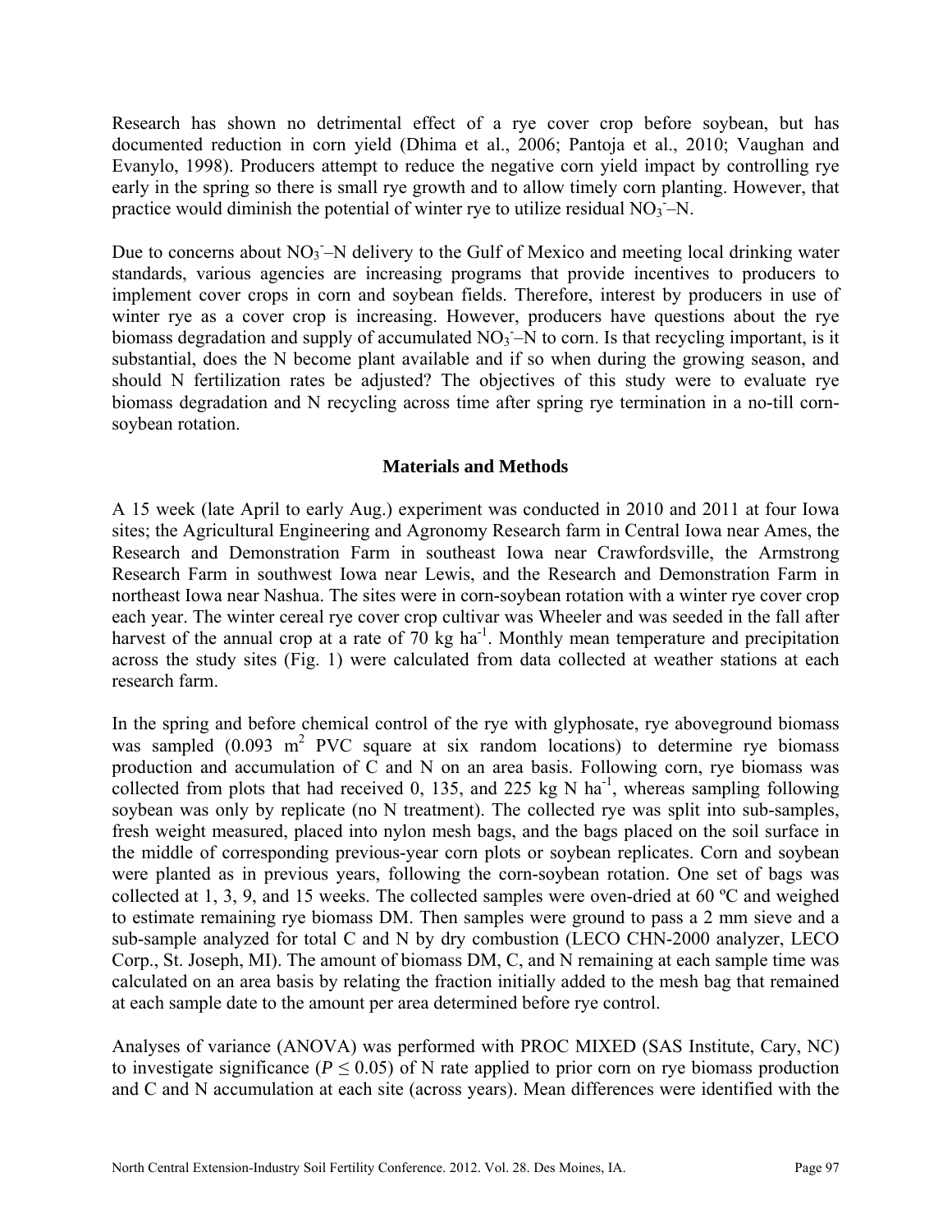Research has shown no detrimental effect of a rye cover crop before soybean, but has documented reduction in corn yield (Dhima et al., 2006; Pantoja et al., 2010; Vaughan and Evanylo, 1998). Producers attempt to reduce the negative corn yield impact by controlling rye early in the spring so there is small rye growth and to allow timely corn planting. However, that practice would diminish the potential of winter rye to utilize residual $NO_3^-$–N.

Due to concerns about $NO_3^-$–N delivery to the Gulf of Mexico and meeting local drinking water standards, various agencies are increasing programs that provide incentives to producers to implement cover crops in corn and soybean fields. Therefore, interest by producers in use of winter rye as a cover crop is increasing. However, producers have questions about the rye biomass degradation and supply of accumulated $NO_3^-$–N to corn. Is that recycling important, is it substantial, does the N become plant available and if so when during the growing season, and should N fertilization rates be adjusted? The objectives of this study were to evaluate rye biomass degradation and N recycling across time after spring rye termination in a no-till corn-soybean rotation.

## Materials and Methods

A 15 week (late April to early Aug.) experiment was conducted in 2010 and 2011 at four Iowa sites; the Agricultural Engineering and Agronomy Research farm in Central Iowa near Ames, the Research and Demonstration Farm in southeast Iowa near Crawfordsville, the Armstrong Research Farm in southwest Iowa near Lewis, and the Research and Demonstration Farm in northeast Iowa near Nashua. The sites were in corn-soybean rotation with a winter rye cover crop each year. The winter cereal rye cover crop cultivar was Wheeler and was seeded in the fall after harvest of the annual crop at a rate of 70 kg $ha^{-1}$. Monthly mean temperature and precipitation across the study sites (Fig. 1) were calculated from data collected at weather stations at each research farm.

In the spring and before chemical control of the rye with glyphosate, rye aboveground biomass was sampled (0.093 $m^2$ PVC square at six random locations) to determine rye biomass production and accumulation of C and N on an area basis. Following corn, rye biomass was collected from plots that had received 0, 135, and 225 kg N $ha^{-1}$, whereas sampling following soybean was only by replicate (no N treatment). The collected rye was split into sub-samples, fresh weight measured, placed into nylon mesh bags, and the bags placed on the soil surface in the middle of corresponding previous-year corn plots or soybean replicates. Corn and soybean were planted as in previous years, following the corn-soybean rotation. One set of bags was collected at 1, 3, 9, and 15 weeks. The collected samples were oven-dried at 60 ºC and weighed to estimate remaining rye biomass DM. Then samples were ground to pass a 2 mm sieve and a sub-sample analyzed for total C and N by dry combustion (LECO CHN-2000 analyzer, LECO Corp., St. Joseph, MI). The amount of biomass DM, C, and N remaining at each sample time was calculated on an area basis by relating the fraction initially added to the mesh bag that remained at each sample date to the amount per area determined before rye control.

Analyses of variance (ANOVA) was performed with PROC MIXED (SAS Institute, Cary, NC) to investigate significance ($P \leq 0.05$) of N rate applied to prior corn on rye biomass production and C and N accumulation at each site (across years). Mean differences were identified with the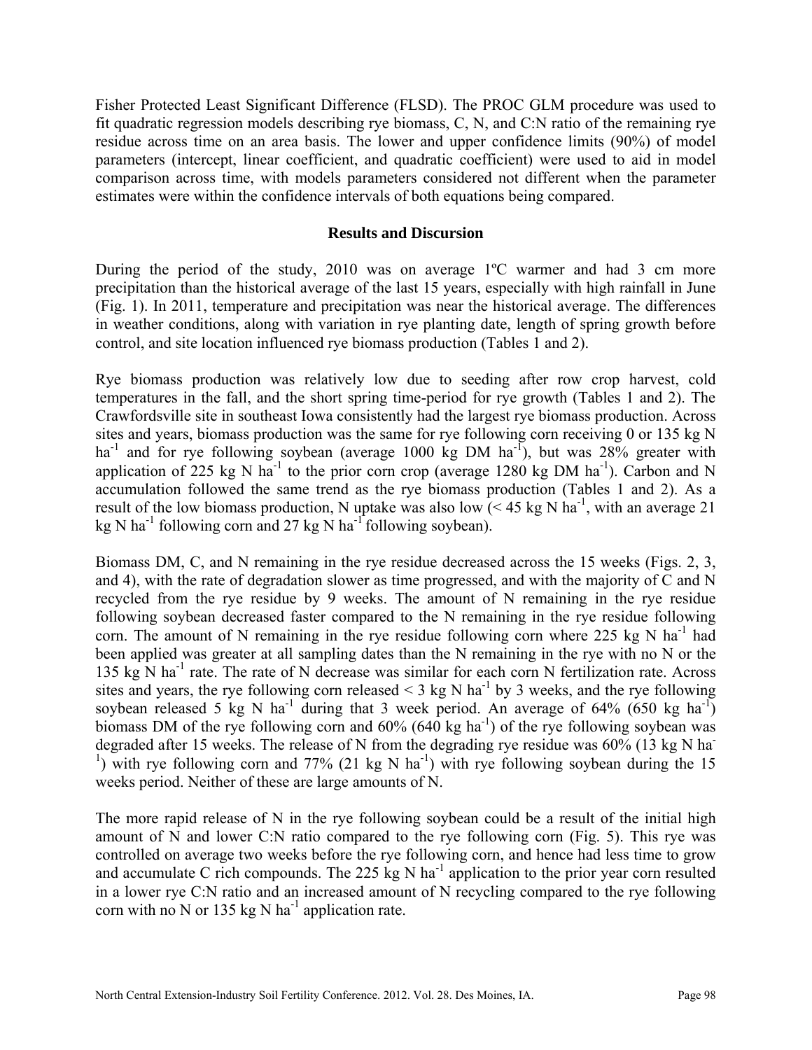Fisher Protected Least Significant Difference (FLSD). The PROC GLM procedure was used to fit quadratic regression models describing rye biomass, C, N, and C:N ratio of the remaining rye residue across time on an area basis. The lower and upper confidence limits (90%) of model parameters (intercept, linear coefficient, and quadratic coefficient) were used to aid in model comparison across time, with models parameters considered not different when the parameter estimates were within the confidence intervals of both equations being compared.

## Results and Discursion

During the period of the study, 2010 was on average 1ºC warmer and had 3 cm more precipitation than the historical average of the last 15 years, especially with high rainfall in June (Fig. 1). In 2011, temperature and precipitation was near the historical average. The differences in weather conditions, along with variation in rye planting date, length of spring growth before control, and site location influenced rye biomass production (Tables 1 and 2).

Rye biomass production was relatively low due to seeding after row crop harvest, cold temperatures in the fall, and the short spring time-period for rye growth (Tables 1 and 2). The Crawfordsville site in southeast Iowa consistently had the largest rye biomass production. Across sites and years, biomass production was the same for rye following corn receiving 0 or 135 kg N ha$^{-1}$ and for rye following soybean (average 1000 kg DM ha$^{-1}$), but was 28% greater with application of 225 kg N ha$^{-1}$ to the prior corn crop (average 1280 kg DM ha$^{-1}$). Carbon and N accumulation followed the same trend as the rye biomass production (Tables 1 and 2). As a result of the low biomass production, N uptake was also low (< 45 kg N ha$^{-1}$, with an average 21 kg N ha$^{-1}$ following corn and 27 kg N ha$^{-1}$ following soybean).

Biomass DM, C, and N remaining in the rye residue decreased across the 15 weeks (Figs. 2, 3, and 4), with the rate of degradation slower as time progressed, and with the majority of C and N recycled from the rye residue by 9 weeks. The amount of N remaining in the rye residue following soybean decreased faster compared to the N remaining in the rye residue following corn. The amount of N remaining in the rye residue following corn where 225 kg N ha$^{-1}$ had been applied was greater at all sampling dates than the N remaining in the rye with no N or the 135 kg N ha$^{-1}$ rate. The rate of N decrease was similar for each corn N fertilization rate. Across sites and years, the rye following corn released < 3 kg N ha$^{-1}$ by 3 weeks, and the rye following soybean released 5 kg N ha$^{-1}$ during that 3 week period. An average of 64% (650 kg ha$^{-1}$) biomass DM of the rye following corn and 60% (640 kg ha$^{-1}$) of the rye following soybean was degraded after 15 weeks. The release of N from the degrading rye residue was 60% (13 kg N ha$^{-1}$) with rye following corn and 77% (21 kg N ha$^{-1}$) with rye following soybean during the 15 weeks period. Neither of these are large amounts of N.

The more rapid release of N in the rye following soybean could be a result of the initial high amount of N and lower C:N ratio compared to the rye following corn (Fig. 5). This rye was controlled on average two weeks before the rye following corn, and hence had less time to grow and accumulate C rich compounds. The 225 kg N ha$^{-1}$ application to the prior year corn resulted in a lower rye C:N ratio and an increased amount of N recycling compared to the rye following corn with no N or 135 kg N ha$^{-1}$ application rate.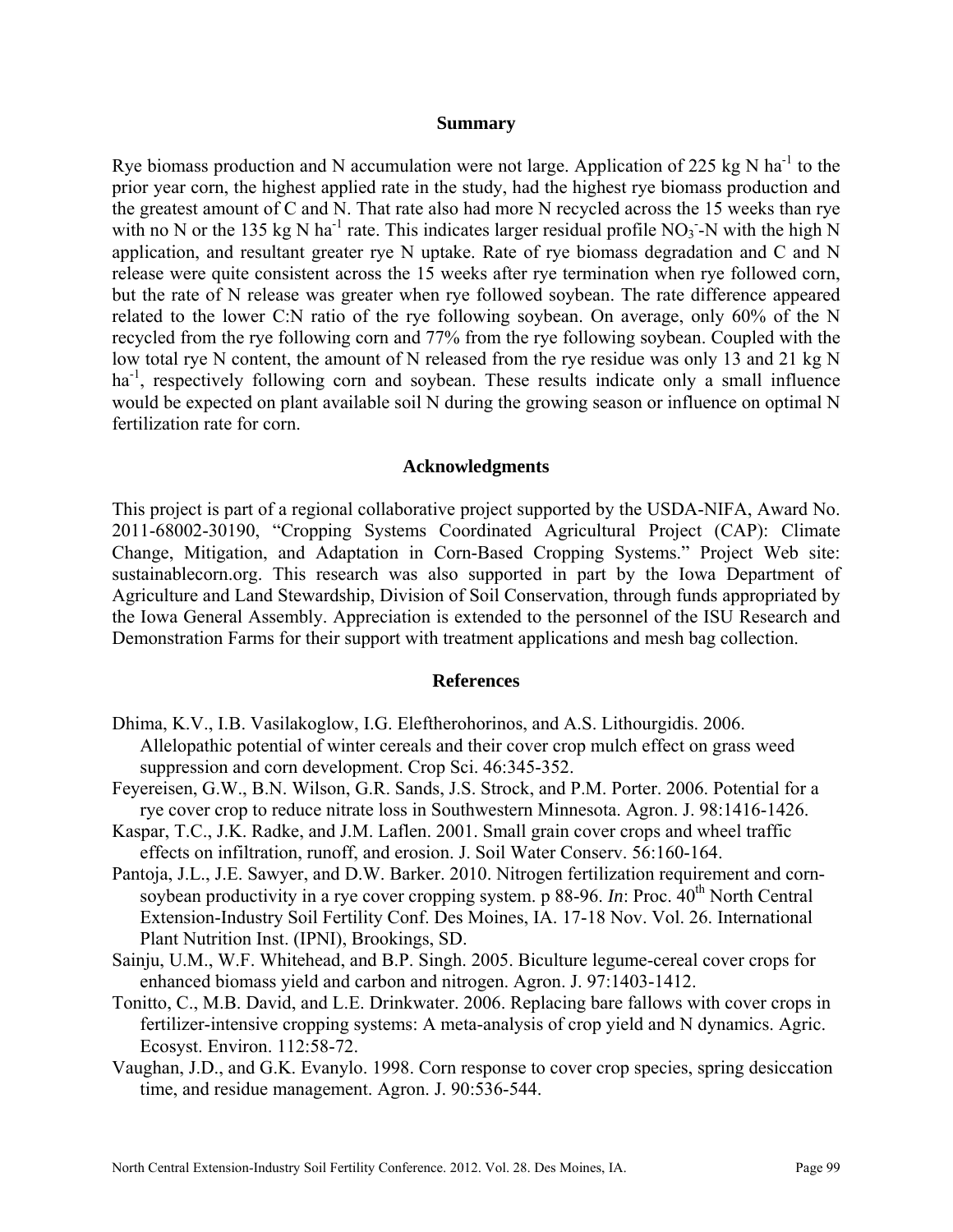## Summary

Rye biomass production and N accumulation were not large. Application of 225 kg N ha$^{-1}$ to the prior year corn, the highest applied rate in the study, had the highest rye biomass production and the greatest amount of C and N. That rate also had more N recycled across the 15 weeks than rye with no N or the 135 kg N ha$^{-1}$ rate. This indicates larger residual profile $NO_3^-$-N with the high N application, and resultant greater rye N uptake. Rate of rye biomass degradation and C and N release were quite consistent across the 15 weeks after rye termination when rye followed corn, but the rate of N release was greater when rye followed soybean. The rate difference appeared related to the lower C:N ratio of the rye following soybean. On average, only 60% of the N recycled from the rye following corn and 77% from the rye following soybean. Coupled with the low total rye N content, the amount of N released from the rye residue was only 13 and 21 kg N ha$^{-1}$, respectively following corn and soybean. These results indicate only a small influence would be expected on plant available soil N during the growing season or influence on optimal N fertilization rate for corn.

## Acknowledgments

This project is part of a regional collaborative project supported by the USDA-NIFA, Award No. 2011-68002-30190, "Cropping Systems Coordinated Agricultural Project (CAP): Climate Change, Mitigation, and Adaptation in Corn-Based Cropping Systems." Project Web site: sustainablecorn.org. This research was also supported in part by the Iowa Department of Agriculture and Land Stewardship, Division of Soil Conservation, through funds appropriated by the Iowa General Assembly. Appreciation is extended to the personnel of the ISU Research and Demonstration Farms for their support with treatment applications and mesh bag collection.

## References

Dhima, K.V., I.B. Vasilakoglow, I.G. Eleftherohorinos, and A.S. Lithourgidis. 2006. Allelopathic potential of winter cereals and their cover crop mulch effect on grass weed suppression and corn development. Crop Sci. 46:345-352.

Feyereisen, G.W., B.N. Wilson, G.R. Sands, J.S. Strock, and P.M. Porter. 2006. Potential for a rye cover crop to reduce nitrate loss in Southwestern Minnesota. Agron. J. 98:1416-1426.

Kaspar, T.C., J.K. Radke, and J.M. Laflen. 2001. Small grain cover crops and wheel traffic effects on infiltration, runoff, and erosion. J. Soil Water Conserv. 56:160-164.

Pantoja, J.L., J.E. Sawyer, and D.W. Barker. 2010. Nitrogen fertilization requirement and corn-soybean productivity in a rye cover cropping system. p 88-96. *In*: Proc. 40th North Central Extension-Industry Soil Fertility Conf. Des Moines, IA. 17-18 Nov. Vol. 26. International Plant Nutrition Inst. (IPNI), Brookings, SD.

Sainju, U.M., W.F. Whitehead, and B.P. Singh. 2005. Biculture legume-cereal cover crops for enhanced biomass yield and carbon and nitrogen. Agron. J. 97:1403-1412.

Tonitto, C., M.B. David, and L.E. Drinkwater. 2006. Replacing bare fallows with cover crops in fertilizer-intensive cropping systems: A meta-analysis of crop yield and N dynamics. Agric. Ecosyst. Environ. 112:58-72.

Vaughan, J.D., and G.K. Evanylo. 1998. Corn response to cover crop species, spring desiccation time, and residue management. Agron. J. 90:536-544.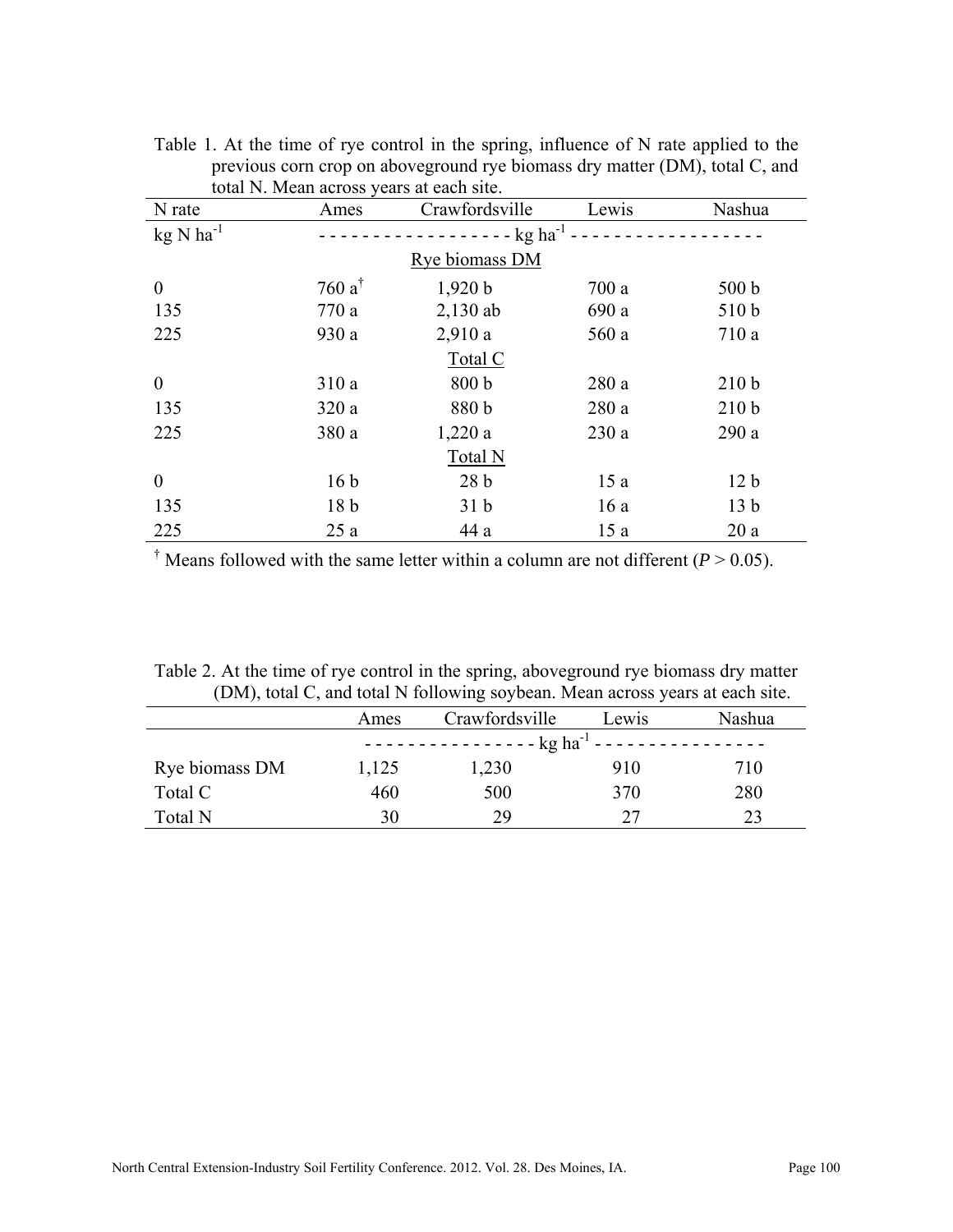Table 1. At the time of rye control in the spring, influence of N rate applied to the previous corn crop on aboveground rye biomass dry matter (DM), total C, and total N. Mean across years at each site.

| N rate | Ames | Crawfordsville | Lewis | Nashua |
|---|---|---|---|---|
| kg N ha$^{-1}$ | - - - - - - - - - - - - - - - - - | kg ha$^{-1}$ | - - - - - - - - - - - - - - - - - | |
| | | Rye biomass DM | | |
| 0 | 760 a[†] | 1,920 b | 700 a | 500 b |
| 135 | 770 a | 2,130 ab | 690 a | 510 b |
| 225 | 930 a | 2,910 a | 560 a | 710 a |
| | | Total C | | |
| 0 | 310 a | 800 b | 280 a | 210 b |
| 135 | 320 a | 880 b | 280 a | 210 b |
| 225 | 380 a | 1,220 a | 230 a | 290 a |
| | | Total N | | |
| 0 | 16 b | 28 b | 15 a | 12 b |
| 135 | 18 b | 31 b | 16 a | 13 b |
| 225 | 25 a | 44 a | 15 a | 20 a |

[†] Means followed with the same letter within a column are not different ($P > 0.05$).

Table 2. At the time of rye control in the spring, aboveground rye biomass dry matter (DM), total C, and total N following soybean. Mean across years at each site.

| | Ames | Crawfordsville | Lewis | Nashua |
|---|---|---|---|---|
| | - - - - - - - - - - - - - - - | kg ha$^{-1}$ | - - - - - - - - - - - - - - - | |
| Rye biomass DM | 1,125 | 1,230 | 910 | 710 |
| Total C | 460 | 500 | 370 | 280 |
| Total N | 30 | 29 | 27 | 23 |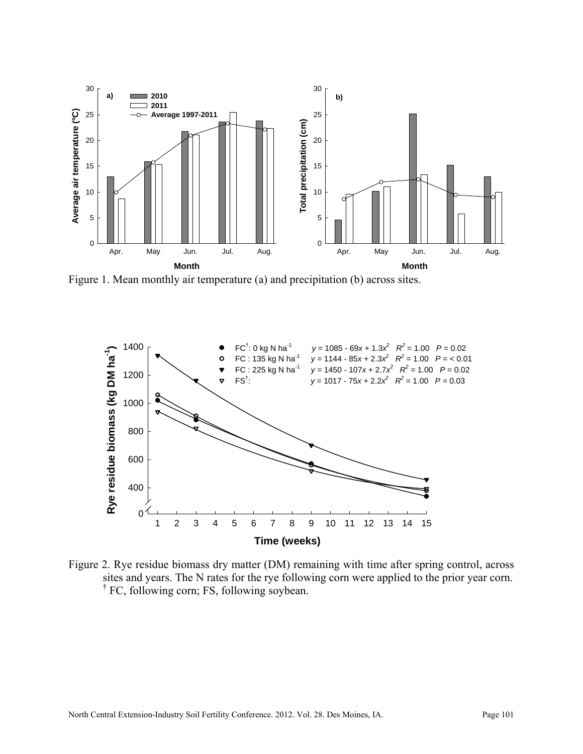Figure 1. Mean monthly air temperature (a) and precipitation (b) across sites.

Figure 2. Rye residue biomass dry matter (DM) remaining with time after spring control, across sites and years. The N rates for the rye following corn were applied to the prior year corn. † FC, following corn; FS, following soybean.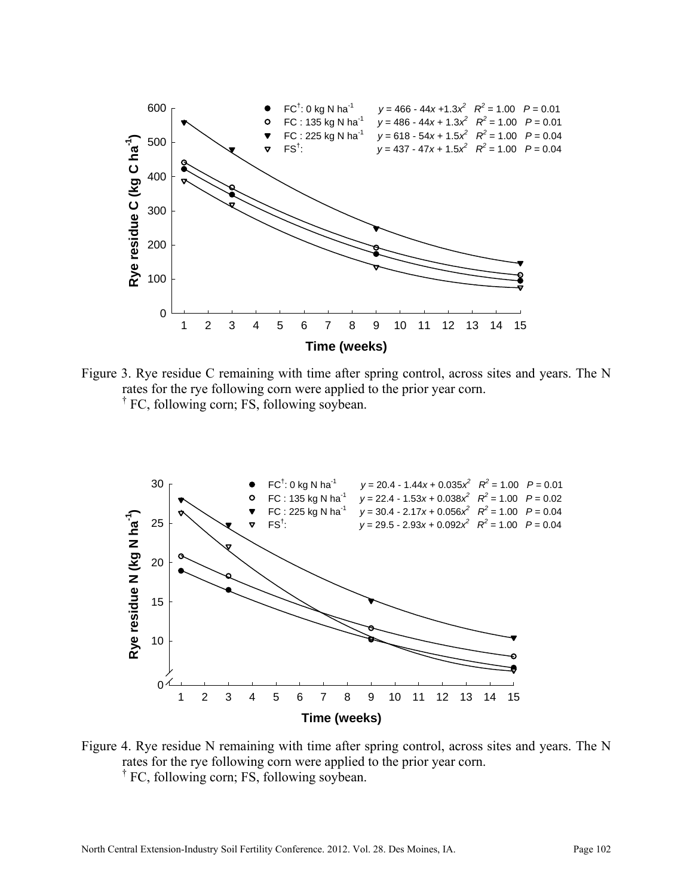Figure 3. Rye residue C remaining with time after spring control, across sites and years. The N rates for the rye following corn were applied to the prior year corn.
† FC, following corn; FS, following soybean.

Figure 4. Rye residue N remaining with time after spring control, across sites and years. The N rates for the rye following corn were applied to the prior year corn.
† FC, following corn; FS, following soybean.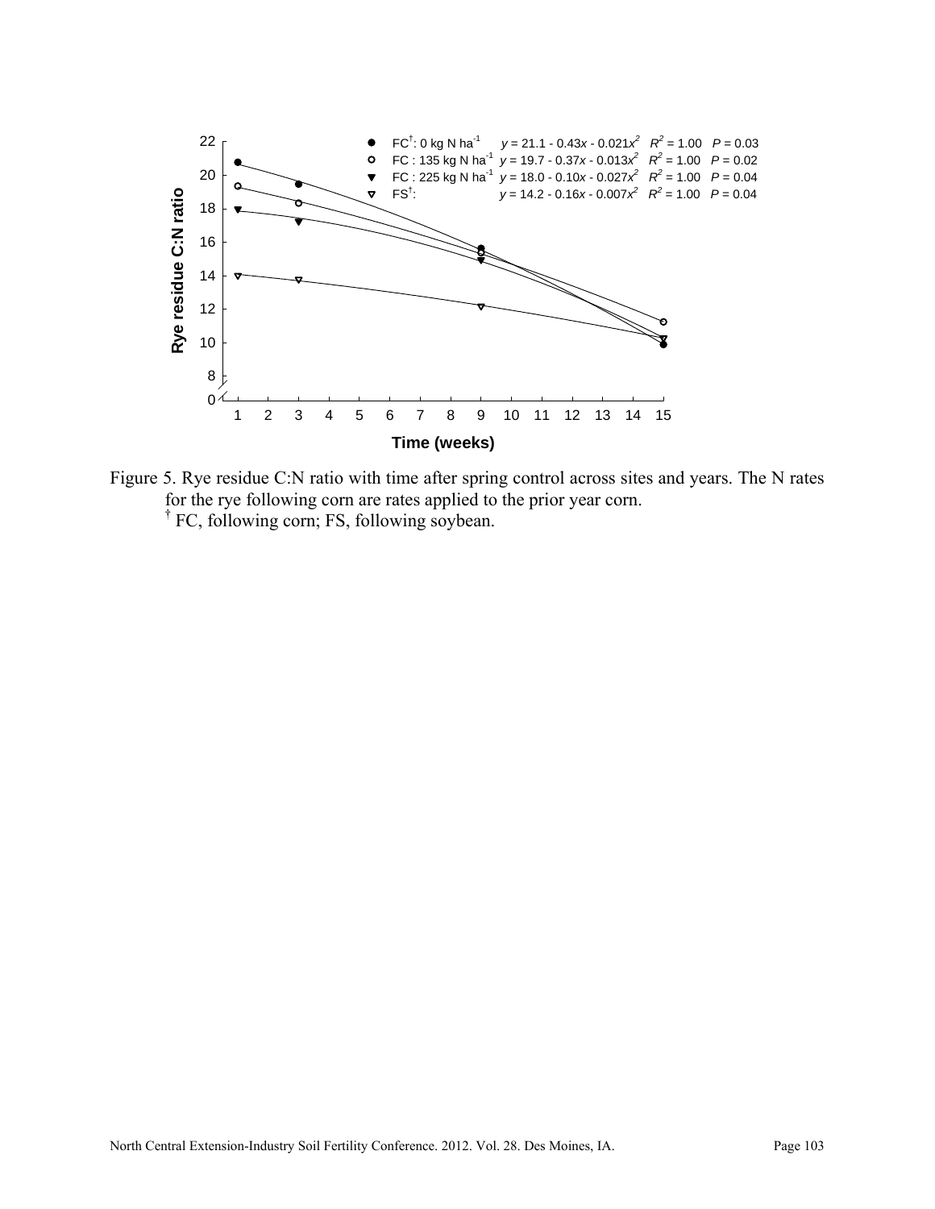Figure 5. Rye residue C:N ratio with time after spring control across sites and years. The N rates for the rye following corn are rates applied to the prior year corn.
† FC, following corn; FS, following soybean.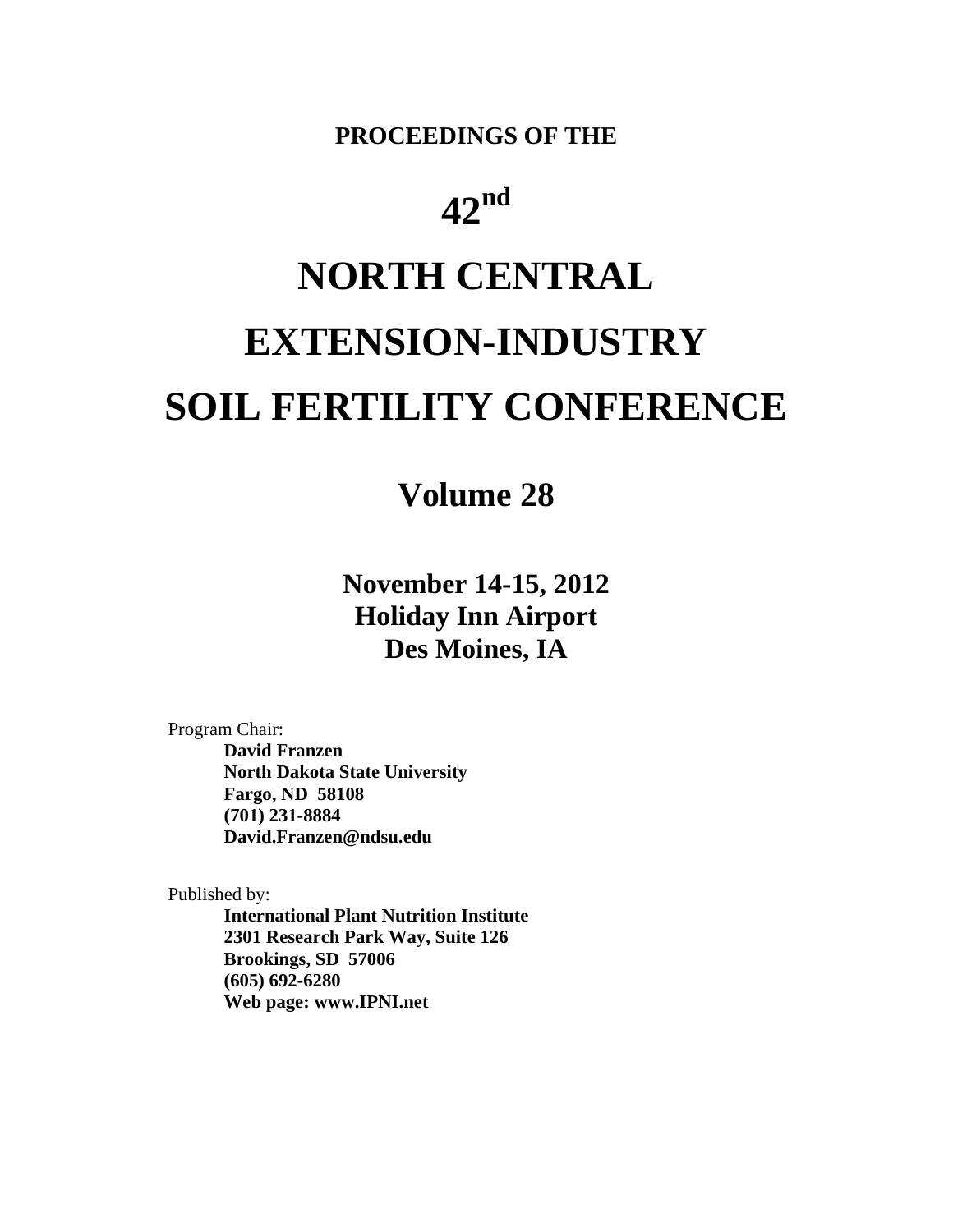**PROCEEDINGS OF THE**

# $42^{nd}$

# NORTH CENTRAL

# EXTENSION-INDUSTRY

# SOIL FERTILITY CONFERENCE

## Volume 28

**November 14-15, 2012**
**Holiday Inn Airport**
**Des Moines, IA**

Program Chair:

**David Franzen**
**North Dakota State University**
**Fargo, ND 58108**
**(701) 231-8884**
**David.Franzen@ndsu.edu**

Published by:

**International Plant Nutrition Institute**
**2301 Research Park Way, Suite 126**
**Brookings, SD 57006**
**(605) 692-6280**
**Web page: www.IPNI.net**